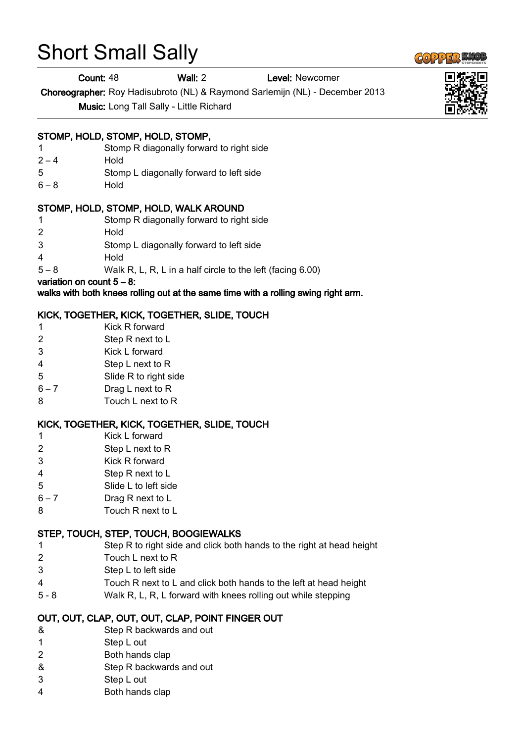# Short Small Sally

**Count:** 48 **Wall:** 2 **Level:** Newcomer

**Choreographer:** Roy Hadisubroto (NL) & Raymond Sarlemijn (NL) - December 2013

**Music:** Long Tall Sally - Little Richard

### STOMP, HOLD, STOMP, HOLD, STOMP,

| | |
|---|---|
| 1 | Stomp R diagonally forward to right side |
| 2 – 4 | Hold |
| 5 | Stomp L diagonally forward to left side |
| 6 – 8 | Hold |

### STOMP, HOLD, STOMP, HOLD, WALK AROUND

| | |
|---|---|
| 1 | Stomp R diagonally forward to right side |
| 2 | Hold |
| 3 | Stomp L diagonally forward to left side |
| 4 | Hold |
| 5 – 8 | Walk R, L, R, L in a half circle to the left (facing 6.00) |

**variation on count 5 – 8:**
**walks with both knees rolling out at the same time with a rolling swing right arm.**

### KICK, TOGETHER, KICK, TOGETHER, SLIDE, TOUCH

| | |
|---|---|
| 1 | Kick R forward |
| 2 | Step R next to L |
| 3 | Kick L forward |
| 4 | Step L next to R |
| 5 | Slide R to right side |
| 6 – 7 | Drag L next to R |
| 8 | Touch L next to R |

### KICK, TOGETHER, KICK, TOGETHER, SLIDE, TOUCH

| | |
|---|---|
| 1 | Kick L forward |
| 2 | Step L next to R |
| 3 | Kick R forward |
| 4 | Step R next to L |
| 5 | Slide L to left side |
| 6 – 7 | Drag R next to L |
| 8 | Touch R next to L |

### STEP, TOUCH, STEP, TOUCH, BOOGIEWALKS

| | |
|---|---|
| 1 | Step R to right side and click both hands to the right at head height |
| 2 | Touch L next to R |
| 3 | Step L to left side |
| 4 | Touch R next to L and click both hands to the left at head height |
| 5 - 8 | Walk R, L, R, L forward with knees rolling out while stepping |

### OUT, OUT, CLAP, OUT, OUT, CLAP, POINT FINGER OUT

| | |
|---|---|
| & | Step R backwards and out |
| 1 | Step L out |
| 2 | Both hands clap |
| & | Step R backwards and out |
| 3 | Step L out |
| 4 | Both hands clap |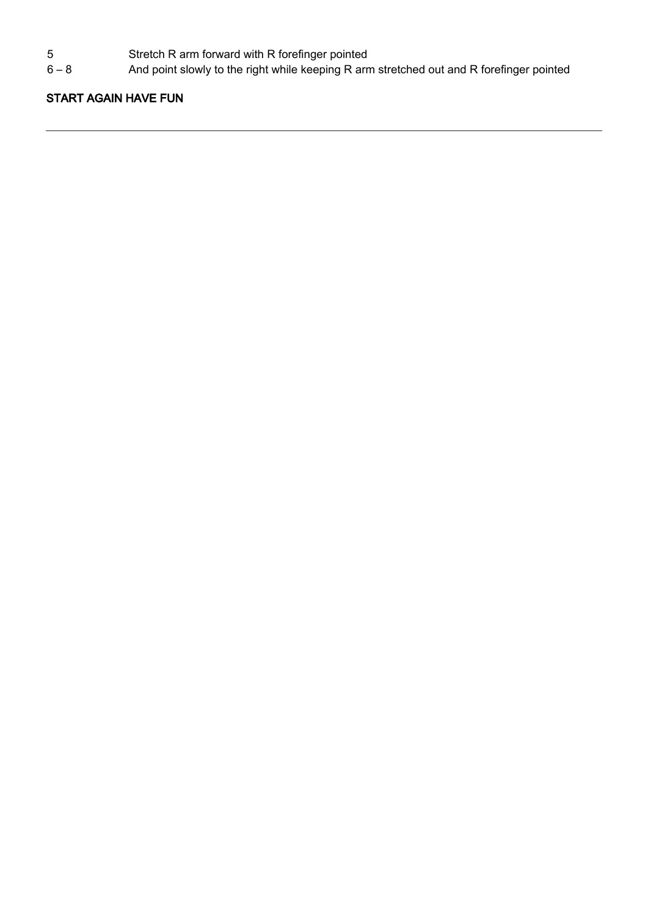| | |
|---|---|
| 5 | Stretch R arm forward with R forefinger pointed |
| 6 – 8 | And point slowly to the right while keeping R arm stretched out and R forefinger pointed |

**START AGAIN HAVE FUN**

---